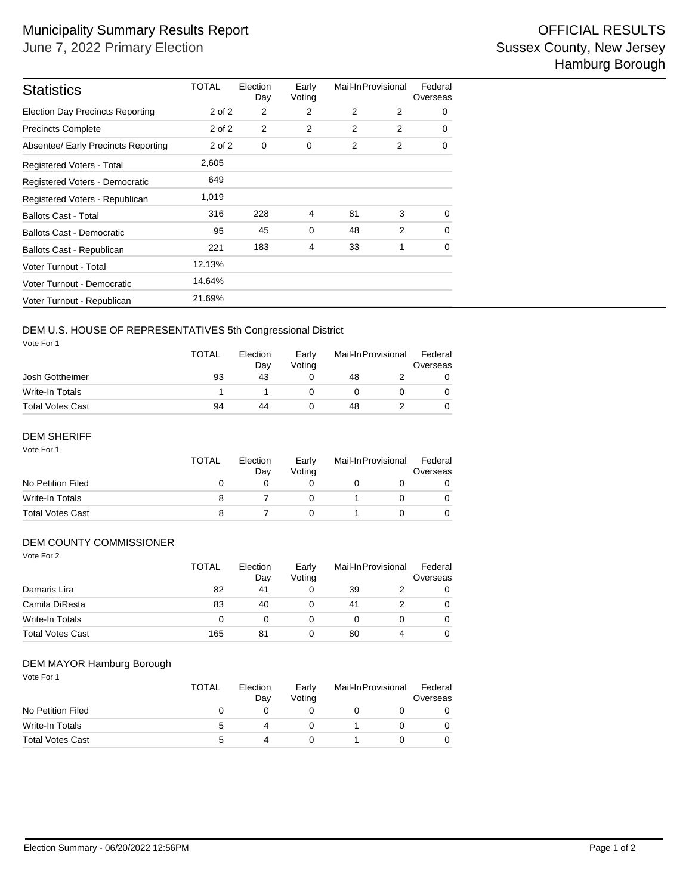# Municipality Summary Results Report

June 7, 2022 Primary Election

OFFICIAL RESULTS
Sussex County, New Jersey
Hamburg Borough

## Statistics

| Statistics | TOTAL | Election Day | Early Voting | Mail-In | Provisional | Federal Overseas |
|---|---|---|---|---|---|---|
| Election Day Precincts Reporting | 2 of 2 | 2 | 2 | 2 | 2 | 0 |
| Precincts Complete | 2 of 2 | 2 | 2 | 2 | 2 | 0 |
| Absentee/ Early Precincts Reporting | 2 of 2 | 0 | 0 | 2 | 2 | 0 |
| Registered Voters - Total | 2,605 | | | | | |
| Registered Voters - Democratic | 649 | | | | | |
| Registered Voters - Republican | 1,019 | | | | | |
| Ballots Cast - Total | 316 | 228 | 4 | 81 | 3 | 0 |
| Ballots Cast - Democratic | 95 | 45 | 0 | 48 | 2 | 0 |
| Ballots Cast - Republican | 221 | 183 | 4 | 33 | 1 | 0 |
| Voter Turnout - Total | 12.13% | | | | | |
| Voter Turnout - Democratic | 14.64% | | | | | |
| Voter Turnout - Republican | 21.69% | | | | | |

## DEM U.S. HOUSE OF REPRESENTATIVES 5th Congressional District

Vote For 1

| | TOTAL | Election Day | Early Voting | Mail-In | Provisional | Federal Overseas |
|---|---|---|---|---|---|---|
| Josh Gottheimer | 93 | 43 | 0 | 48 | 2 | 0 |
| Write-In Totals | 1 | 1 | 0 | 0 | 0 | 0 |
| Total Votes Cast | 94 | 44 | 0 | 48 | 2 | 0 |

## DEM SHERIFF

Vote For 1

| | TOTAL | Election Day | Early Voting | Mail-In | Provisional | Federal Overseas |
|---|---|---|---|---|---|---|
| No Petition Filed | 0 | 0 | 0 | 0 | 0 | 0 |
| Write-In Totals | 8 | 7 | 0 | 1 | 0 | 0 |
| Total Votes Cast | 8 | 7 | 0 | 1 | 0 | 0 |

## DEM COUNTY COMMISSIONER

Vote For 2

| | TOTAL | Election Day | Early Voting | Mail-In | Provisional | Federal Overseas |
|---|---|---|---|---|---|---|
| Damaris Lira | 82 | 41 | 0 | 39 | 2 | 0 |
| Camila DiResta | 83 | 40 | 0 | 41 | 2 | 0 |
| Write-In Totals | 0 | 0 | 0 | 0 | 0 | 0 |
| Total Votes Cast | 165 | 81 | 0 | 80 | 4 | 0 |

## DEM MAYOR Hamburg Borough

Vote For 1

| | TOTAL | Election Day | Early Voting | Mail-In | Provisional | Federal Overseas |
|---|---|---|---|---|---|---|
| No Petition Filed | 0 | 0 | 0 | 0 | 0 | 0 |
| Write-In Totals | 5 | 4 | 0 | 1 | 0 | 0 |
| Total Votes Cast | 5 | 4 | 0 | 1 | 0 | 0 |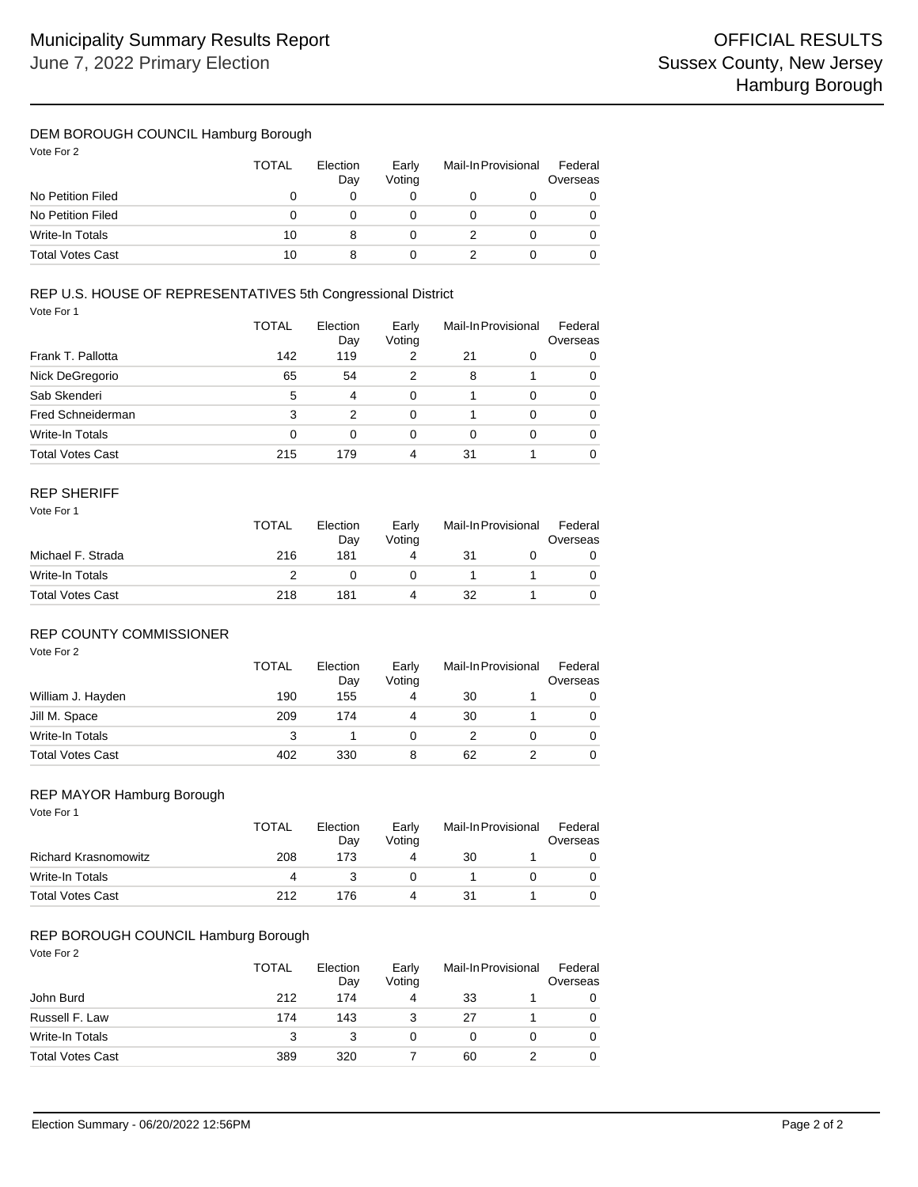# Municipality Summary Results Report

June 7, 2022 Primary Election

OFFICIAL RESULTS
Sussex County, New Jersey
Hamburg Borough

## DEM BOROUGH COUNCIL Hamburg Borough

Vote For 2

| | TOTAL | Election Day | Early Voting | Mail-In | Provisional | Federal Overseas |
|---|---|---|---|---|---|---|
| No Petition Filed | 0 | 0 | 0 | 0 | 0 | 0 |
| No Petition Filed | 0 | 0 | 0 | 0 | 0 | 0 |
| Write-In Totals | 10 | 8 | 0 | 2 | 0 | 0 |
| Total Votes Cast | 10 | 8 | 0 | 2 | 0 | 0 |

## REP U.S. HOUSE OF REPRESENTATIVES 5th Congressional District

Vote For 1

| | TOTAL | Election Day | Early Voting | Mail-In | Provisional | Federal Overseas |
|---|---|---|---|---|---|---|
| Frank T. Pallotta | 142 | 119 | 2 | 21 | 0 | 0 |
| Nick DeGregorio | 65 | 54 | 2 | 8 | 1 | 0 |
| Sab Skenderi | 5 | 4 | 0 | 1 | 0 | 0 |
| Fred Schneiderman | 3 | 2 | 0 | 1 | 0 | 0 |
| Write-In Totals | 0 | 0 | 0 | 0 | 0 | 0 |
| Total Votes Cast | 215 | 179 | 4 | 31 | 1 | 0 |

## REP SHERIFF

Vote For 1

| | TOTAL | Election Day | Early Voting | Mail-In | Provisional | Federal Overseas |
|---|---|---|---|---|---|---|
| Michael F. Strada | 216 | 181 | 4 | 31 | 0 | 0 |
| Write-In Totals | 2 | 0 | 0 | 1 | 1 | 0 |
| Total Votes Cast | 218 | 181 | 4 | 32 | 1 | 0 |

## REP COUNTY COMMISSIONER

Vote For 2

| | TOTAL | Election Day | Early Voting | Mail-In | Provisional | Federal Overseas |
|---|---|---|---|---|---|---|
| William J. Hayden | 190 | 155 | 4 | 30 | 1 | 0 |
| Jill M. Space | 209 | 174 | 4 | 30 | 1 | 0 |
| Write-In Totals | 3 | 1 | 0 | 2 | 0 | 0 |
| Total Votes Cast | 402 | 330 | 8 | 62 | 2 | 0 |

## REP MAYOR Hamburg Borough

Vote For 1

| | TOTAL | Election Day | Early Voting | Mail-In | Provisional | Federal Overseas |
|---|---|---|---|---|---|---|
| Richard Krasnomowitz | 208 | 173 | 4 | 30 | 1 | 0 |
| Write-In Totals | 4 | 3 | 0 | 1 | 0 | 0 |
| Total Votes Cast | 212 | 176 | 4 | 31 | 1 | 0 |

## REP BOROUGH COUNCIL Hamburg Borough

Vote For 2

| | TOTAL | Election Day | Early Voting | Mail-In | Provisional | Federal Overseas |
|---|---|---|---|---|---|---|
| John Burd | 212 | 174 | 4 | 33 | 1 | 0 |
| Russell F. Law | 174 | 143 | 3 | 27 | 1 | 0 |
| Write-In Totals | 3 | 3 | 0 | 0 | 0 | 0 |
| Total Votes Cast | 389 | 320 | 7 | 60 | 2 | 0 |

Election Summary - 06/20/2022 12:56PM